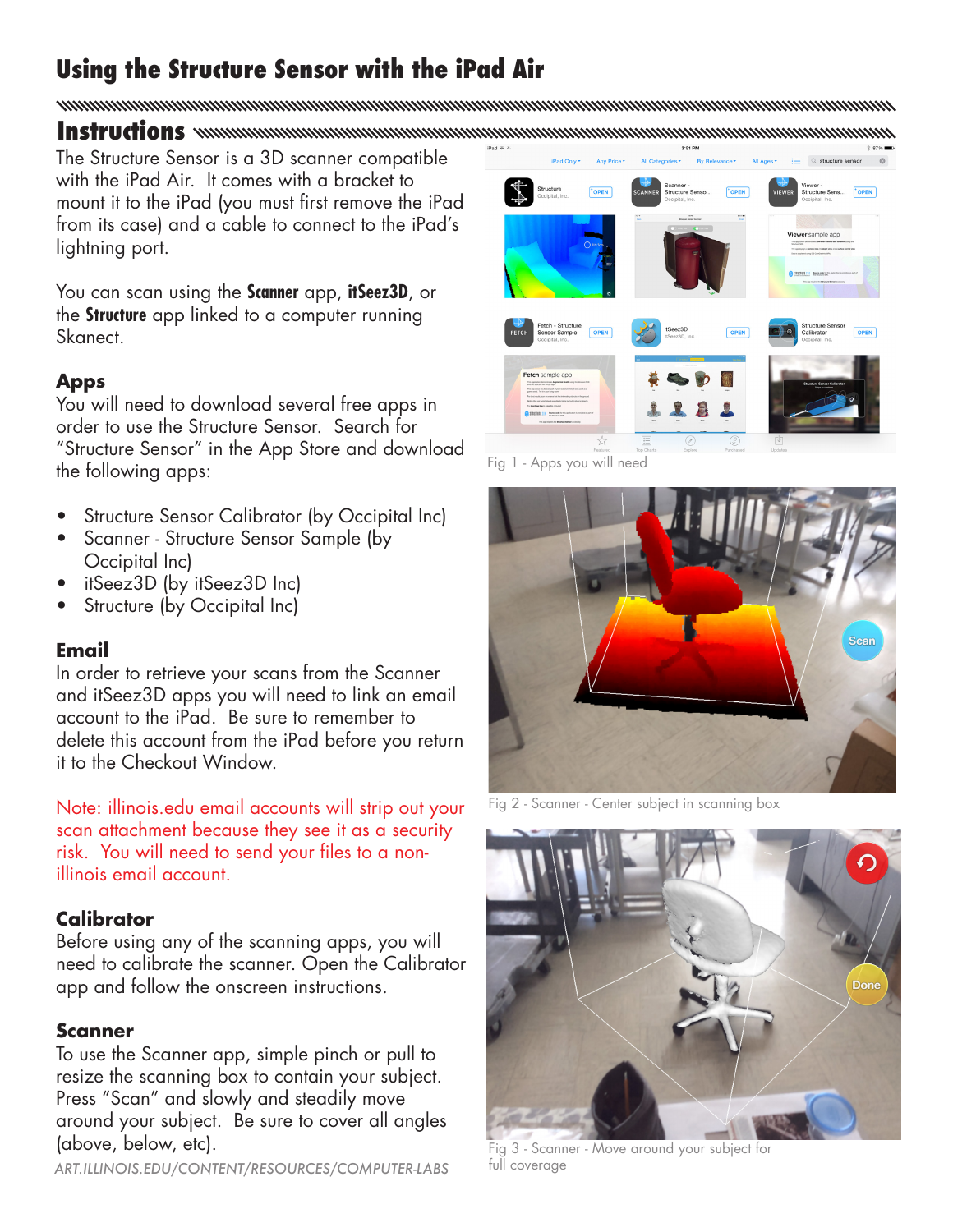# Using the Structure Sensor with the iPad Air

## Instructions

The Structure Sensor is a 3D scanner compatible with the iPad Air. It comes with a bracket to mount it to the iPad (you must first remove the iPad from its case) and a cable to connect to the iPad's lightning port.

You can scan using the **Scanner** app, **itSeez3D**, or the **Structure** app linked to a computer running Skanect.

### Apps

You will need to download several free apps in order to use the Structure Sensor. Search for "Structure Sensor" in the App Store and download the following apps:

- Structure Sensor Calibrator (by Occipital Inc)
- Scanner - Structure Sensor Sample (by Occipital Inc)
- itSeez3D (by itSeez3D Inc)
- Structure (by Occipital Inc)

### Email

In order to retrieve your scans from the Scanner and itSeez3D apps you will need to link an email account to the iPad. Be sure to remember to delete this account from the iPad before you return it to the Checkout Window.

Note: illinois.edu email accounts will strip out your scan attachment because they see it as a security risk. You will need to send your files to a non-illinois email account.

### Calibrator

Before using any of the scanning apps, you will need to calibrate the scanner. Open the Calibrator app and follow the onscreen instructions.

### Scanner

To use the Scanner app, simple pinch or pull to resize the scanning box to contain your subject. Press "Scan" and slowly and steadily move around your subject. Be sure to cover all angles (above, below, etc).

Fig 1 - Apps you will need

Fig 2 - Scanner - Center subject in scanning box

Fig 3 - Scanner - Move around your subject for full coverage

*ART.ILLINOIS.EDU/CONTENT/RESOURCES/COMPUTER-LABS*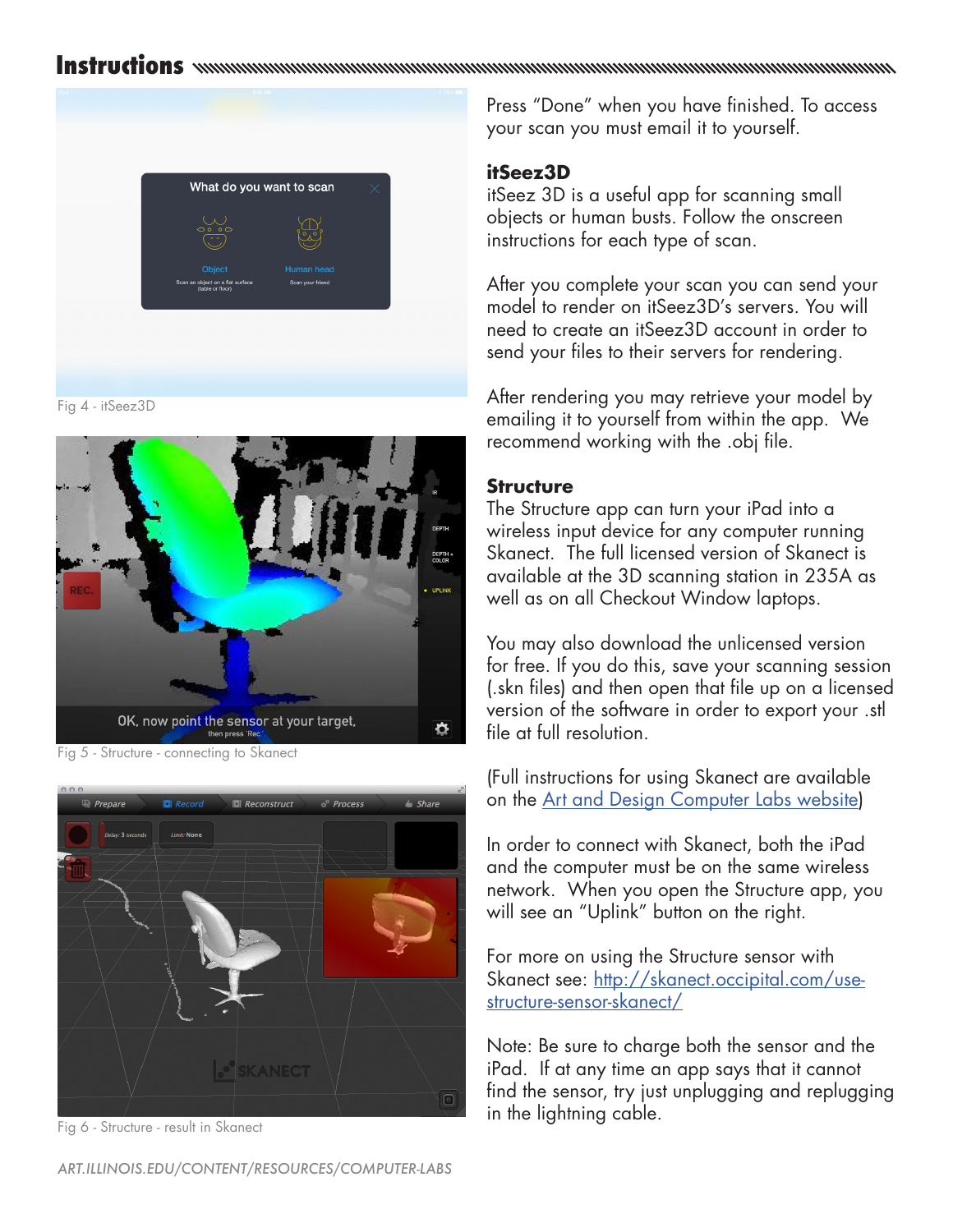# Instructions

Fig 4 - itSeez3D

Fig 5 - Structure - connecting to Skanect

Fig 6 - Structure - result in Skanect

Press "Done" when you have finished. To access your scan you must email it to yourself.

### itSeez3D

itSeez 3D is a useful app for scanning small objects or human busts. Follow the onscreen instructions for each type of scan.

After you complete your scan you can send your model to render on itSeez3D's servers. You will need to create an itSeez3D account in order to send your files to their servers for rendering.

After rendering you may retrieve your model by emailing it to yourself from within the app. We recommend working with the .obj file.

### Structure

The Structure app can turn your iPad into a wireless input device for any computer running Skanect. The full licensed version of Skanect is available at the 3D scanning station in 235A as well as on all Checkout Window laptops.

You may also download the unlicensed version for free. If you do this, save your scanning session (.skn files) and then open that file up on a licensed version of the software in order to export your .stl file at full resolution.

(Full instructions for using Skanect are available on the Art and Design Computer Labs website)

In order to connect with Skanect, both the iPad and the computer must be on the same wireless network. When you open the Structure app, you will see an "Uplink" button on the right.

For more on using the Structure sensor with Skanect see: http://skanect.occipital.com/use-structure-sensor-skanect/

Note: Be sure to charge both the sensor and the iPad. If at any time an app says that it cannot find the sensor, try just unplugging and replugging in the lightning cable.

ART.ILLINOIS.EDU/CONTENT/RESOURCES/COMPUTER-LABS